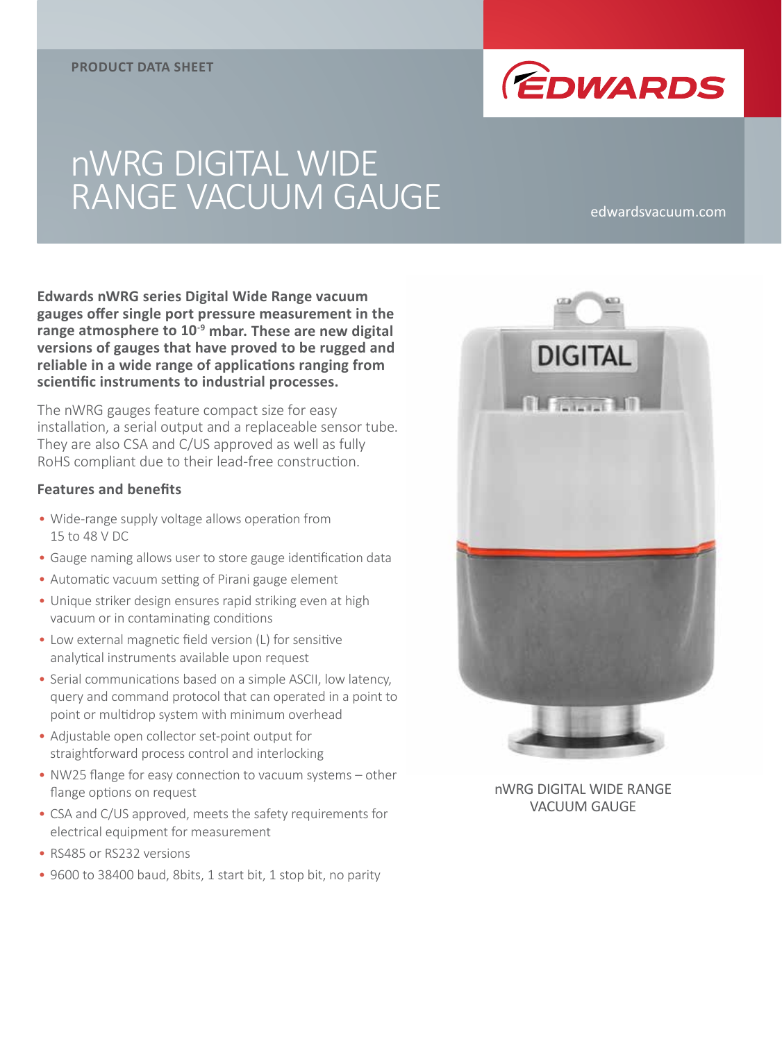PRODUCT DATA SHEET

# nWRG DIGITAL WIDE RANGE VACUUM GAUGE

edwardsvacuum.com

**Edwards nWRG series Digital Wide Range vacuum gauges offer single port pressure measurement in the range atmosphere to $10^{-9}$ mbar. These are new digital versions of gauges that have proved to be rugged and reliable in a wide range of applications ranging from scientific instruments to industrial processes.**

The nWRG gauges feature compact size for easy installation, a serial output and a replaceable sensor tube. They are also CSA and C/US approved as well as fully RoHS compliant due to their lead-free construction.

### Features and benefits

- Wide-range supply voltage allows operation from 15 to 48 V DC
- Gauge naming allows user to store gauge identification data
- Automatic vacuum setting of Pirani gauge element
- Unique striker design ensures rapid striking even at high vacuum or in contaminating conditions
- Low external magnetic field version (L) for sensitive analytical instruments available upon request
- Serial communications based on a simple ASCII, low latency, query and command protocol that can operated in a point to point or multidrop system with minimum overhead
- Adjustable open collector set-point output for straightforward process control and interlocking
- NW25 flange for easy connection to vacuum systems – other flange options on request
- CSA and C/US approved, meets the safety requirements for electrical equipment for measurement
- RS485 or RS232 versions
- 9600 to 38400 baud, 8bits, 1 start bit, 1 stop bit, no parity

nWRG DIGITAL WIDE RANGE VACUUM GAUGE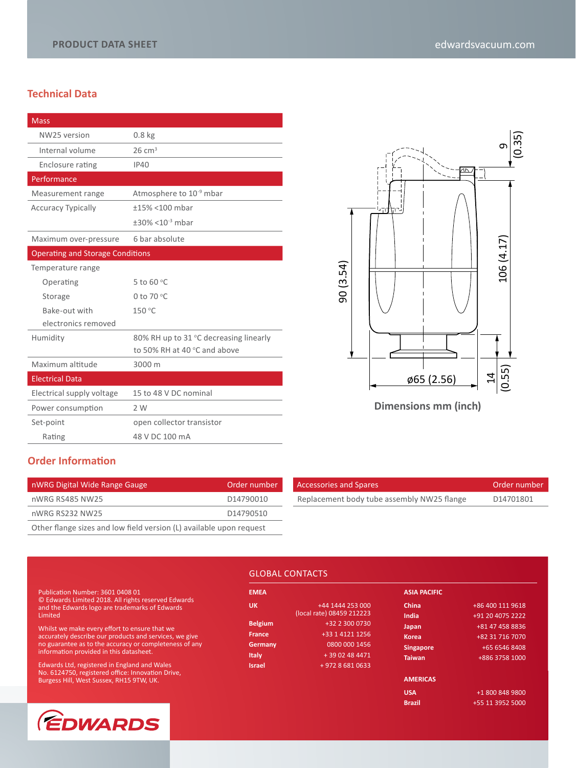## Technical Data

| | |
|---|---|
| **Mass** | |
| NW25 version | 0.8 kg |
| Internal volume | 26 cm$^3$ |
| Enclosure rating | IP40 |
| **Performance** | |
| Measurement range | Atmosphere to $10^{-9}$ mbar |
| Accuracy Typically | ±15% <100 mbar |
| | ±30% <$10^{-3}$ mbar |
| Maximum over-pressure | 6 bar absolute |
| **Operating and Storage Conditions** | |
| Temperature range | |
| Operating | 5 to 60 °C |
| Storage | 0 to 70 °C |
| Bake-out with electronics removed | 150 °C |
| Humidity | 80% RH up to 31 °C decreasing linearly to 50% RH at 40 °C and above |
| Maximum altitude | 3000 m |
| **Electrical Data** | |
| Electrical supply voltage | 15 to 48 V DC nominal |
| Power consumption | 2 W |
| Set-point | open collector transistor |
| Rating | 48 V DC 100 mA |

9 (0.35)

106 (4.17)

90 (3.54)

ø65 (2.56)

14 (0.55)

**Dimensions mm (inch)**

## Order Information

| nWRG Digital Wide Range Gauge | Order number |
|---|---|
| nWRG RS485 NW25 | D14790010 |
| nWRG RS232 NW25 | D14790510 |
| Other flange sizes and low field version (L) available upon request | |

| Accessories and Spares | Order number |
|---|---|
| Replacement body tube assembly NW25 flange | D14701801 |

Publication Number: 3601 0408 01
© Edwards Limited 2018. All rights reserved Edwards and the Edwards logo are trademarks of Edwards Limited

Whilst we make every effort to ensure that we accurately describe our products and services, we give no guarantee as to the accuracy or completeness of any information provided in this datasheet.

Edwards Ltd, registered in England and Wales No. 6124750, registered office: Innovation Drive, Burgess Hill, West Sussex, RH15 9TW, UK.

### GLOBAL CONTACTS

**EMEA**

| | |
|---|---|
| **UK** | +44 1444 253 000<br>(local rate) 08459 212223 |
| **Belgium** | +32 2 300 0730 |
| **France** | +33 1 4121 1256 |
| **Germany** | 0800 000 1456 |
| **Italy** | + 39 02 48 4471 |
| **Israel** | + 972 8 681 0633 |

**ASIA PACIFIC**

| | |
|---|---|
| **China** | +86 400 111 9618 |
| **India** | +91 20 4075 2222 |
| **Japan** | +81 47 458 8836 |
| **Korea** | +82 31 716 7070 |
| **Singapore** | +65 6546 8408 |
| **Taiwan** | +886 3758 1000 |

**AMERICAS**

| | |
|---|---|
| **USA** | +1 800 848 9800 |
| **Brazil** | +55 11 3952 5000 |

EDWARDS